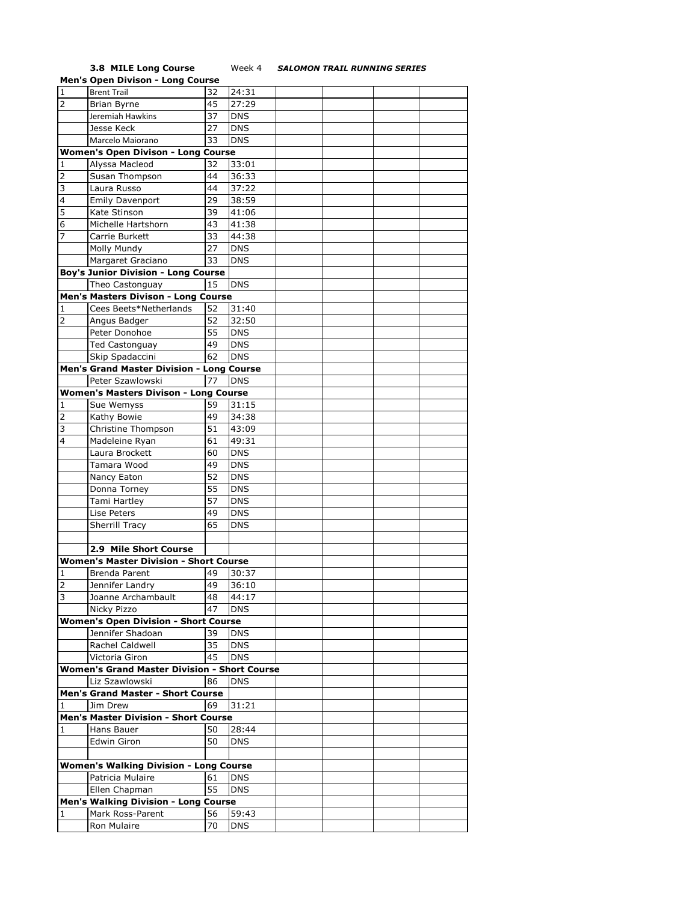**3.8 MILE Long Course** Week 4 ***SALOMON TRAIL RUNNING SERIES***

| Place | Name | Age | Time | | | | |
|---|---|---|---|---|---|---|---|
| **Men's Open Divison - Long Course** | | | | | | | |
| 1 | Brent Trail | 32 | 24:31 | | | | |
| 2 | Brian Byrne | 45 | 27:29 | | | | |
| | Jeremiah Hawkins | 37 | DNS | | | | |
| | Jesse Keck | 27 | DNS | | | | |
| | Marcelo Maiorano | 33 | DNS | | | | |
| **Women's Open Divison - Long Course** | | | | | | | |
| 1 | Alyssa Macleod | 32 | 33:01 | | | | |
| 2 | Susan Thompson | 44 | 36:33 | | | | |
| 3 | Laura Russo | 44 | 37:22 | | | | |
| 4 | Emily Davenport | 29 | 38:59 | | | | |
| 5 | Kate Stinson | 39 | 41:06 | | | | |
| 6 | Michelle Hartshorn | 43 | 41:38 | | | | |
| 7 | Carrie Burkett | 33 | 44:38 | | | | |
| | Molly Mundy | 27 | DNS | | | | |
| | Margaret Graciano | 33 | DNS | | | | |
| **Boy's Junior Division - Long Course** | | | | | | | |
| | Theo Castonguay | 15 | DNS | | | | |
| **Men's Masters Divison - Long Course** | | | | | | | |
| 1 | Cees Beets*Netherlands | 52 | 31:40 | | | | |
| 2 | Angus Badger | 52 | 32:50 | | | | |
| | Peter Donohoe | 55 | DNS | | | | |
| | Ted Castonguay | 49 | DNS | | | | |
| | Skip Spadaccini | 62 | DNS | | | | |
| **Men's Grand Master Division - Long Course** | | | | | | | |
| | Peter Szawlowski | 77 | DNS | | | | |
| **Women's Masters Divison - Long Course** | | | | | | | |
| 1 | Sue Wemyss | 59 | 31:15 | | | | |
| 2 | Kathy Bowie | 49 | 34:38 | | | | |
| 3 | Christine Thompson | 51 | 43:09 | | | | |
| 4 | Madeleine Ryan | 61 | 49:31 | | | | |
| | Laura Brockett | 60 | DNS | | | | |
| | Tamara Wood | 49 | DNS | | | | |
| | Nancy Eaton | 52 | DNS | | | | |
| | Donna Torney | 55 | DNS | | | | |
| | Tami Hartley | 57 | DNS | | | | |
| | Lise Peters | 49 | DNS | | | | |
| | Sherrill Tracy | 65 | DNS | | | | |
| | | | | | | | |
| | **2.9 Mile Short Course** | | | | | | |
| **Women's Master Division - Short Course** | | | | | | | |
| 1 | Brenda Parent | 49 | 30:37 | | | | |
| 2 | Jennifer Landry | 49 | 36:10 | | | | |
| 3 | Joanne Archambault | 48 | 44:17 | | | | |
| | Nicky Pizzo | 47 | DNS | | | | |
| **Women's Open Division - Short Course** | | | | | | | |
| | Jennifer Shadoan | 39 | DNS | | | | |
| | Rachel Caldwell | 35 | DNS | | | | |
| | Victoria Giron | 45 | DNS | | | | |
| **Women's Grand Master Division - Short Course** | | | | | | | |
| | Liz Szawlowski | 86 | DNS | | | | |
| **Men's Grand Master - Short Course** | | | | | | | |
| 1 | Jim Drew | 69 | 31:21 | | | | |
| **Men's Master Division - Short Course** | | | | | | | |
| 1 | Hans Bauer | 50 | 28:44 | | | | |
| | Edwin Giron | 50 | DNS | | | | |
| | | | | | | | |
| **Women's Walking Division - Long Course** | | | | | | | |
| | Patricia Mulaire | 61 | DNS | | | | |
| | Ellen Chapman | 55 | DNS | | | | |
| **Men's Walking Division - Long Course** | | | | | | | |
| 1 | Mark Ross-Parent | 56 | 59:43 | | | | |
| | Ron Mulaire | 70 | DNS | | | | |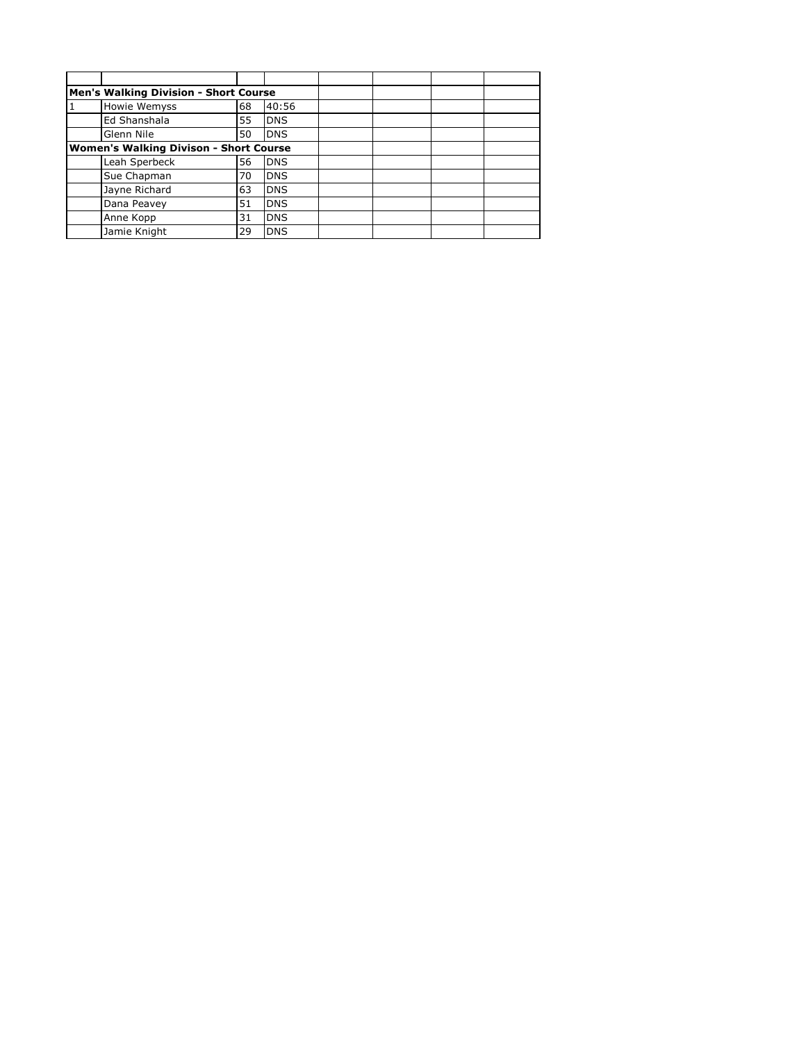| | | | | | | | |
|---|---|---|---|---|---|---|---|
| | | | | | | | |
| **Men's Walking Division - Short Course** | | | | | | | |
| 1 | Howie Wemyss | 68 | 40:56 | | | | |
| | Ed Shanshala | 55 | DNS | | | | |
| | Glenn Nile | 50 | DNS | | | | |
| **Women's Walking Divison - Short Course** | | | | | | | |
| | Leah Sperbeck | 56 | DNS | | | | |
| | Sue Chapman | 70 | DNS | | | | |
| | Jayne Richard | 63 | DNS | | | | |
| | Dana Peavey | 51 | DNS | | | | |
| | Anne Kopp | 31 | DNS | | | | |
| | Jamie Knight | 29 | DNS | | | | |